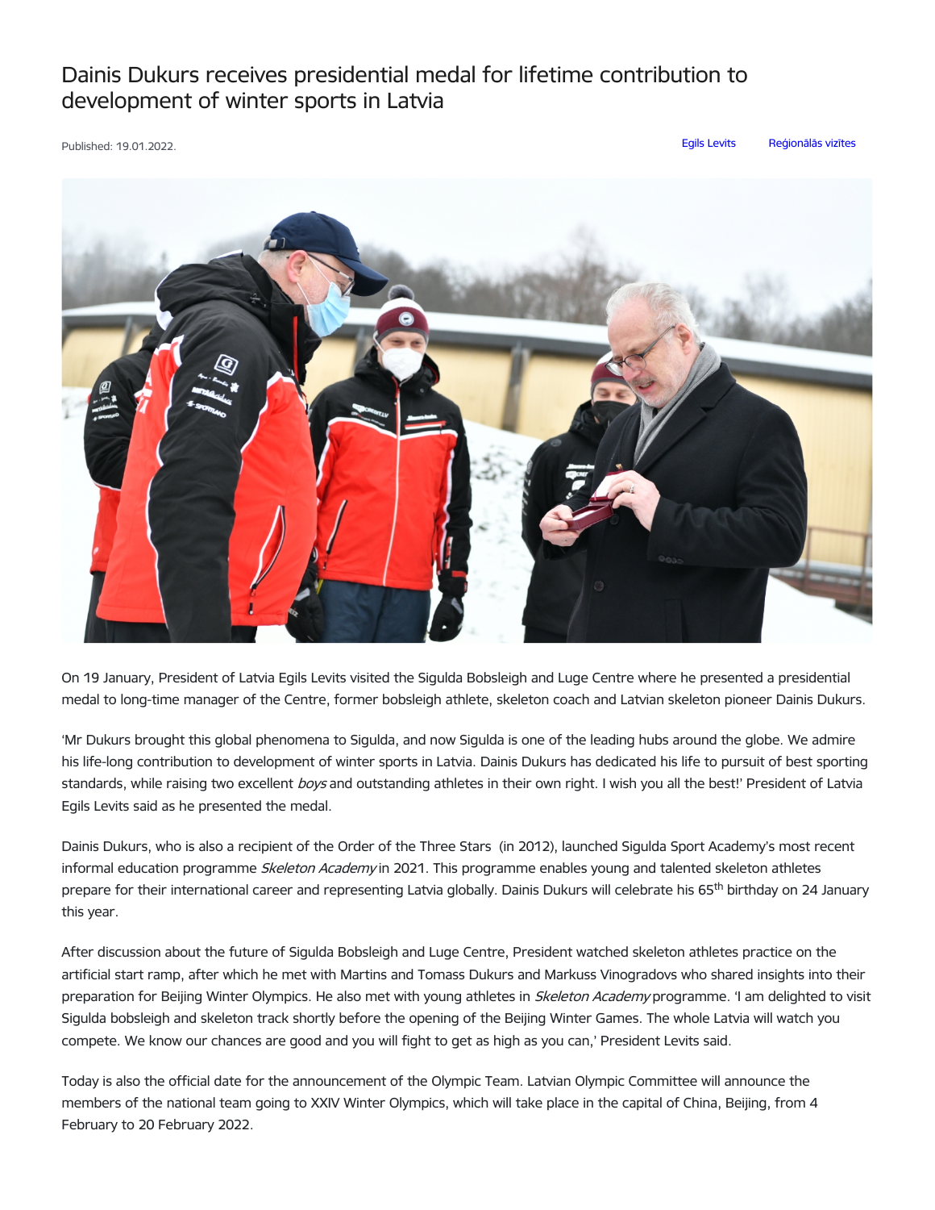# Dainis Dukurs receives presidential medal for lifetime contribution to development of winter sports in Latvia

Published: 19.01.2022.

Egils Levits    Reģionālās vizītes

On 19 January, President of Latvia Egils Levits visited the Sigulda Bobsleigh and Luge Centre where he presented a presidential medal to long-time manager of the Centre, former bobsleigh athlete, skeleton coach and Latvian skeleton pioneer Dainis Dukurs.

'Mr Dukurs brought this global phenomena to Sigulda, and now Sigulda is one of the leading hubs around the globe. We admire his life-long contribution to development of winter sports in Latvia. Dainis Dukurs has dedicated his life to pursuit of best sporting standards, while raising two excellent *boys* and outstanding athletes in their own right. I wish you all the best!' President of Latvia Egils Levits said as he presented the medal.

Dainis Dukurs, who is also a recipient of the Order of the Three Stars (in 2012), launched Sigulda Sport Academy's most recent informal education programme *Skeleton Academy* in 2021. This programme enables young and talented skeleton athletes prepare for their international career and representing Latvia globally. Dainis Dukurs will celebrate his 65th birthday on 24 January this year.

After discussion about the future of Sigulda Bobsleigh and Luge Centre, President watched skeleton athletes practice on the artificial start ramp, after which he met with Martins and Tomass Dukurs and Markuss Vinogradovs who shared insights into their preparation for Beijing Winter Olympics. He also met with young athletes in *Skeleton Academy* programme. 'I am delighted to visit Sigulda bobsleigh and skeleton track shortly before the opening of the Beijing Winter Games. The whole Latvia will watch you compete. We know our chances are good and you will fight to get as high as you can,' President Levits said.

Today is also the official date for the announcement of the Olympic Team. Latvian Olympic Committee will announce the members of the national team going to XXIV Winter Olympics, which will take place in the capital of China, Beijing, from 4 February to 20 February 2022.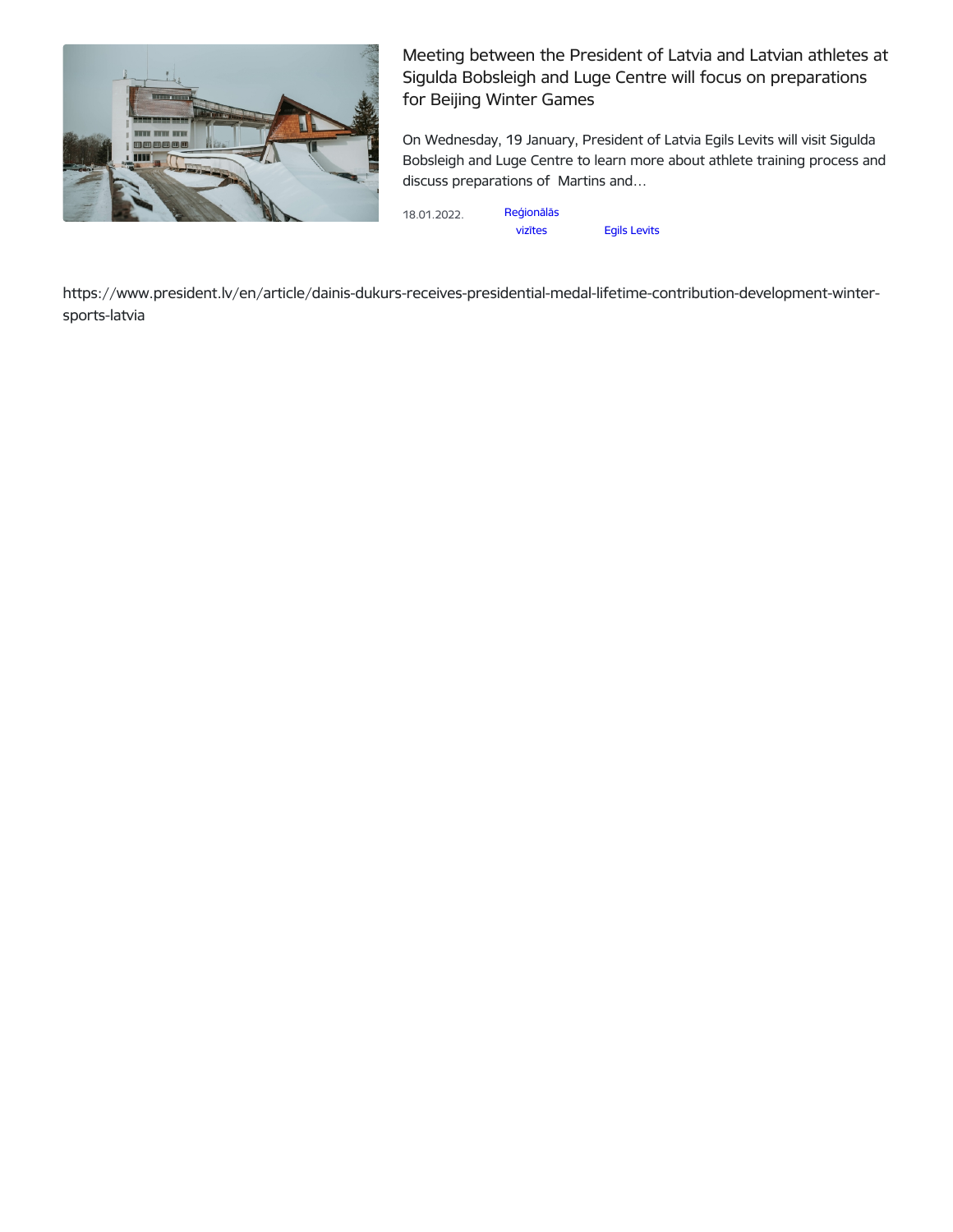Meeting between the President of Latvia and Latvian athletes at Sigulda Bobsleigh and Luge Centre will focus on preparations for Beijing Winter Games

On Wednesday, 19 January, President of Latvia Egils Levits will visit Sigulda Bobsleigh and Luge Centre to learn more about athlete training process and discuss preparations of  Martins and…

18.01.2022. Reģionālās vizītes Egils Levits

https://www.president.lv/en/article/dainis-dukurs-receives-presidential-medal-lifetime-contribution-development-winter-sports-latvia